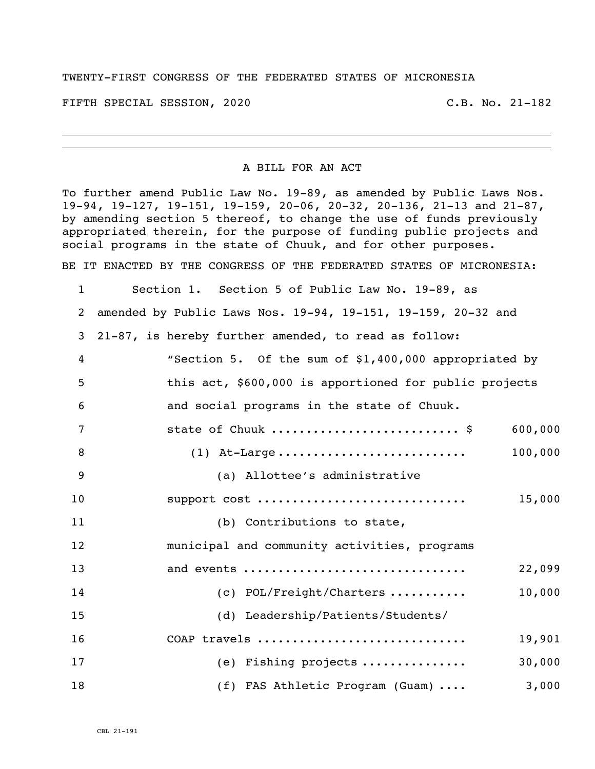TWENTY-FIRST CONGRESS OF THE FEDERATED STATES OF MICRONESIA

FIFTH SPECIAL SESSION, 2020 C.B. No. 21-182

---

A BILL FOR AN ACT

To further amend Public Law No. 19-89, as amended by Public Laws Nos. 19-94, 19-127, 19-151, 19-159, 20-06, 20-32, 20-136, 21-13 and 21-87, by amending section 5 thereof, to change the use of funds previously appropriated therein, for the purpose of funding public projects and social programs in the state of Chuuk, and for other purposes.

BE IT ENACTED BY THE CONGRESS OF THE FEDERATED STATES OF MICRONESIA:

1 Section 1. Section 5 of Public Law No. 19-89, as
2 amended by Public Laws Nos. 19-94, 19-151, 19-159, 20-32 and
3 21-87, is hereby further amended, to read as follow:

4 "Section 5. Of the sum of $1,400,000 appropriated by
5 this act, $600,000 is apportioned for public projects
6 and social programs in the state of Chuuk.

7 state of Chuuk .......................... $ 600,000
8 (1) At-Large .......................... 100,000
9 (a) Allottee's administrative
10 support cost ............................ 15,000
11 (b) Contributions to state,
12 municipal and community activities, programs
13 and events .............................. 22,099
14 (c) POL/Freight/Charters ........... 10,000
15 (d) Leadership/Patients/Students/
16 COAP travels ............................ 19,901
17 (e) Fishing projects .............. 30,000
18 (f) FAS Athletic Program (Guam) .... 3,000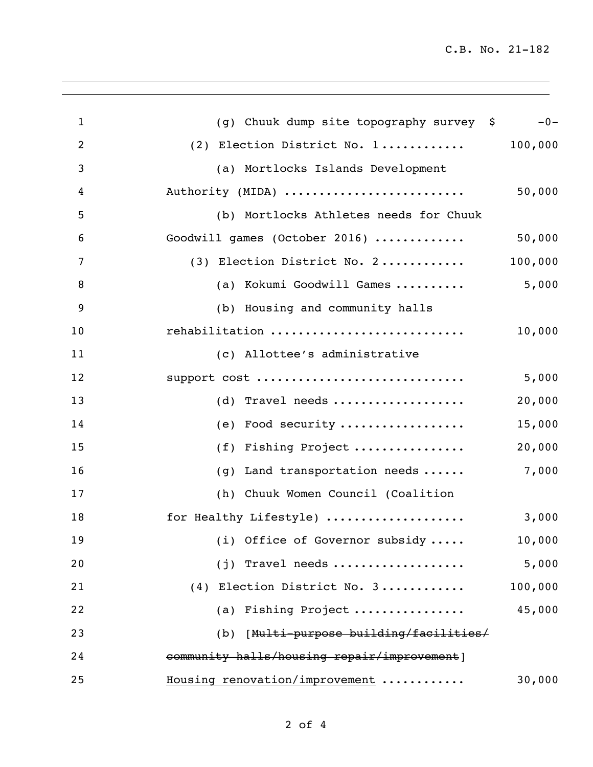| | |
|---|---|
| (g) Chuuk dump site topography survey $ | -0- |
| (2) Election District No. 1 ........... | 100,000 |
| (a) Mortlocks Islands Development Authority (MIDA) ......................... | 50,000 |
| (b) Mortlocks Athletes needs for Chuuk Goodwill games (October 2016) ............ | 50,000 |
| (3) Election District No. 2 ........... | 100,000 |
| (a) Kokumi Goodwill Games .......... | 5,000 |
| (b) Housing and community halls rehabilitation .......................... | 10,000 |
| (c) Allottee's administrative support cost ............................ | 5,000 |
| (d) Travel needs .................. | 20,000 |
| (e) Food security ................. | 15,000 |
| (f) Fishing Project ............... | 20,000 |
| (g) Land transportation needs ...... | 7,000 |
| (h) Chuuk Women Council (Coalition for Healthy Lifestyle) ................... | 3,000 |
| (i) Office of Governor subsidy ..... | 10,000 |
| (j) Travel needs .................. | 5,000 |
| (4) Election District No. 3 ........... | 100,000 |
| (a) Fishing Project ............... | 45,000 |
| (b) [~~Multi-purpose building/facilities/ community halls/housing repair/improvement~~] <u>Housing renovation/improvement</u> ........... | 30,000 |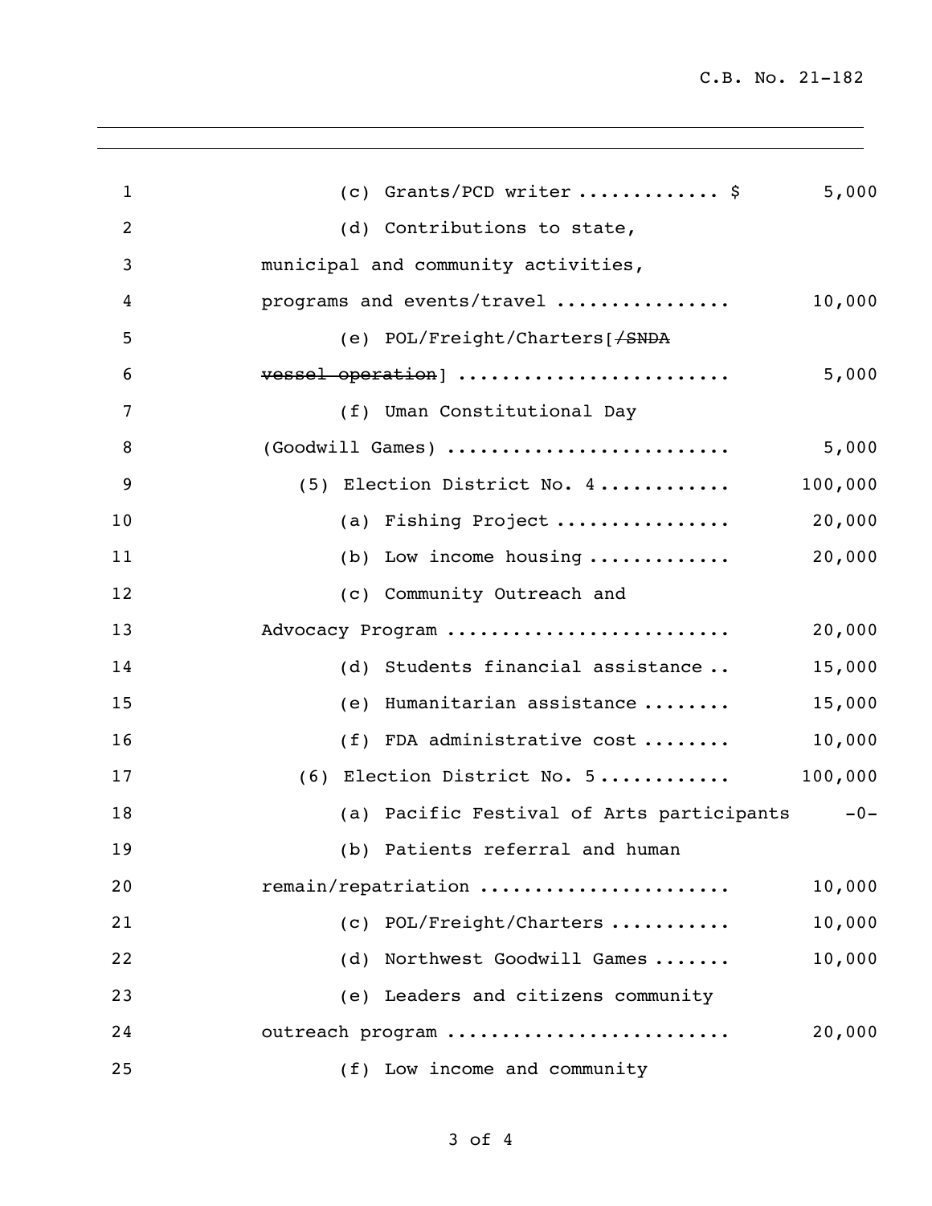(c) Grants/PCD writer ............ $ 5,000

(d) Contributions to state, municipal and community activities, programs and events/travel ............... 10,000

(e) POL/Freight/Charters[~~/SNDA vessel operation~~] ........................ 5,000

(f) Uman Constitutional Day (Goodwill Games) ......................... 5,000

(5) Election District No. 4 ........... 100,000

(a) Fishing Project ............... 20,000

(b) Low income housing ............ 20,000

(c) Community Outreach and Advocacy Program ......................... 20,000

(d) Students financial assistance .. 15,000

(e) Humanitarian assistance ........ 15,000

(f) FDA administrative cost ........ 10,000

(6) Election District No. 5 ........... 100,000

(a) Pacific Festival of Arts participants -0-

(b) Patients referral and human remain/repatriation ...................... 10,000

(c) POL/Freight/Charters .......... 10,000

(d) Northwest Goodwill Games ....... 10,000

(e) Leaders and citizens community outreach program ........................ 20,000

(f) Low income and community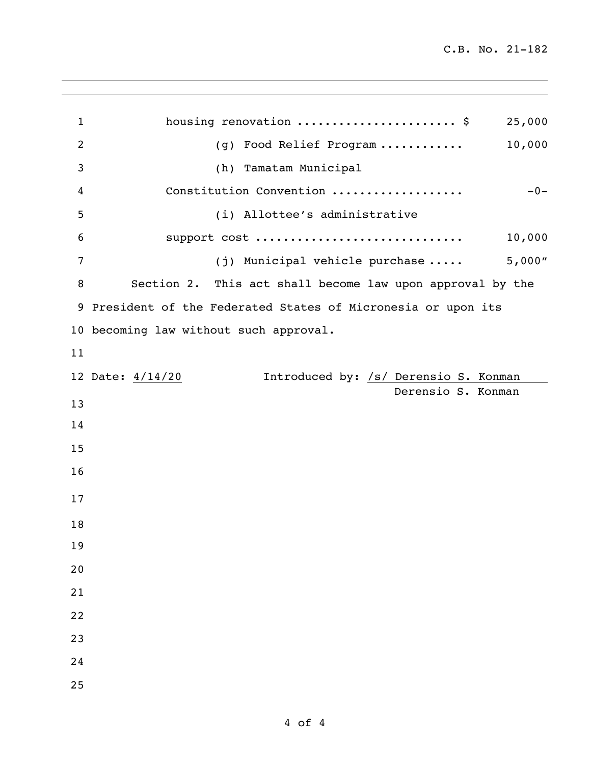housing renovation ...................... $ 25,000

(g) Food Relief Program ............ 10,000

(h) Tamatam Municipal Constitution Convention .................. -0-

(i) Allottee's administrative support cost ............................ 10,000

(j) Municipal vehicle purchase ..... 5,000"

Section 2. This act shall become law upon approval by the President of the Federated States of Micronesia or upon its becoming law without such approval.

Date: 4/14/20

Introduced by: /s/ Derensio S. Konman
Derensio S. Konman